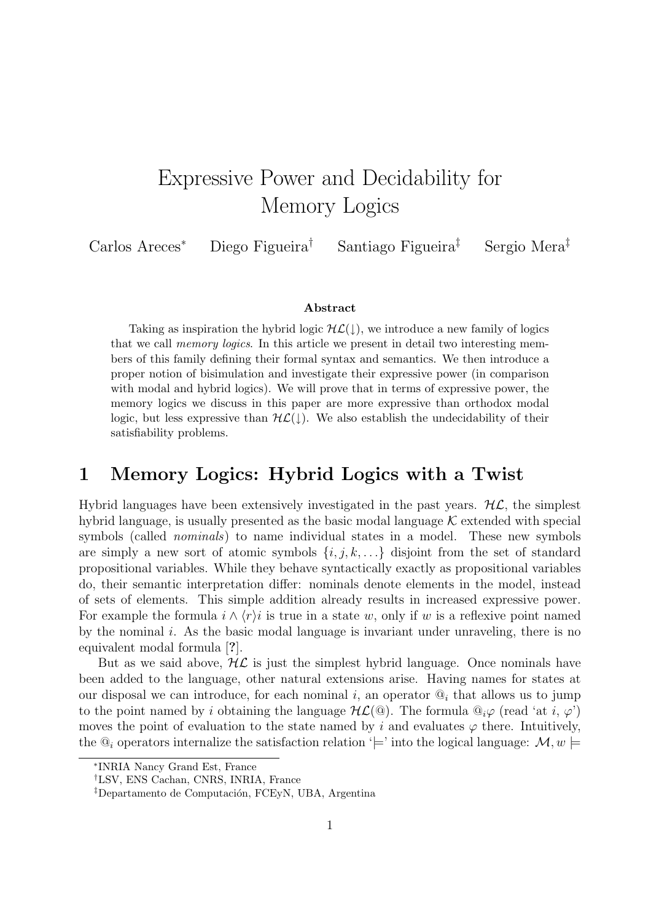# Expressive Power and Decidability for Memory Logics

Carlos Areces[*] Diego Figueira[†] Santiago Figueira[‡] Sergio Mera[‡]

### Abstract

Taking as inspiration the hybrid logic $\mathcal{HL}(\downarrow)$, we introduce a new family of logics that we call *memory logics*. In this article we present in detail two interesting members of this family defining their formal syntax and semantics. We then introduce a proper notion of bisimulation and investigate their expressive power (in comparison with modal and hybrid logics). We will prove that in terms of expressive power, the memory logics we discuss in this paper are more expressive than orthodox modal logic, but less expressive than $\mathcal{HL}(\downarrow)$. We also establish the undecidability of their satisfiability problems.

## 1 Memory Logics: Hybrid Logics with a Twist

Hybrid languages have been extensively investigated in the past years. $\mathcal{HL}$, the simplest hybrid language, is usually presented as the basic modal language $\mathcal{K}$ extended with special symbols (called *nominals*) to name individual states in a model. These new symbols are simply a new sort of atomic symbols $\{i, j, k, \ldots\}$ disjoint from the set of standard propositional variables. While they behave syntactically exactly as propositional variables do, their semantic interpretation differ: nominals denote elements in the model, instead of sets of elements. This simple addition already results in increased expressive power. For example the formula $i \wedge \langle r \rangle i$ is true in a state $w$, only if $w$ is a reflexive point named by the nominal $i$. As the basic modal language is invariant under unraveling, there is no equivalent modal formula [?].

But as we said above, $\mathcal{HL}$ is just the simplest hybrid language. Once nominals have been added to the language, other natural extensions arise. Having names for states at our disposal we can introduce, for each nominal $i$, an operator $@_i$ that allows us to jump to the point named by $i$ obtaining the language $\mathcal{HL}(@)$. The formula $@_i\varphi$ (read 'at $i$, $\varphi$') moves the point of evaluation to the state named by $i$ and evaluates $\varphi$ there. Intuitively, the $@_i$ operators internalize the satisfaction relation '$\models$' into the logical language: $\mathcal{M}, w \models$

[*] INRIA Nancy Grand Est, France

[†] LSV, ENS Cachan, CNRS, INRIA, France

[‡] Departamento de Computación, FCEyN, UBA, Argentina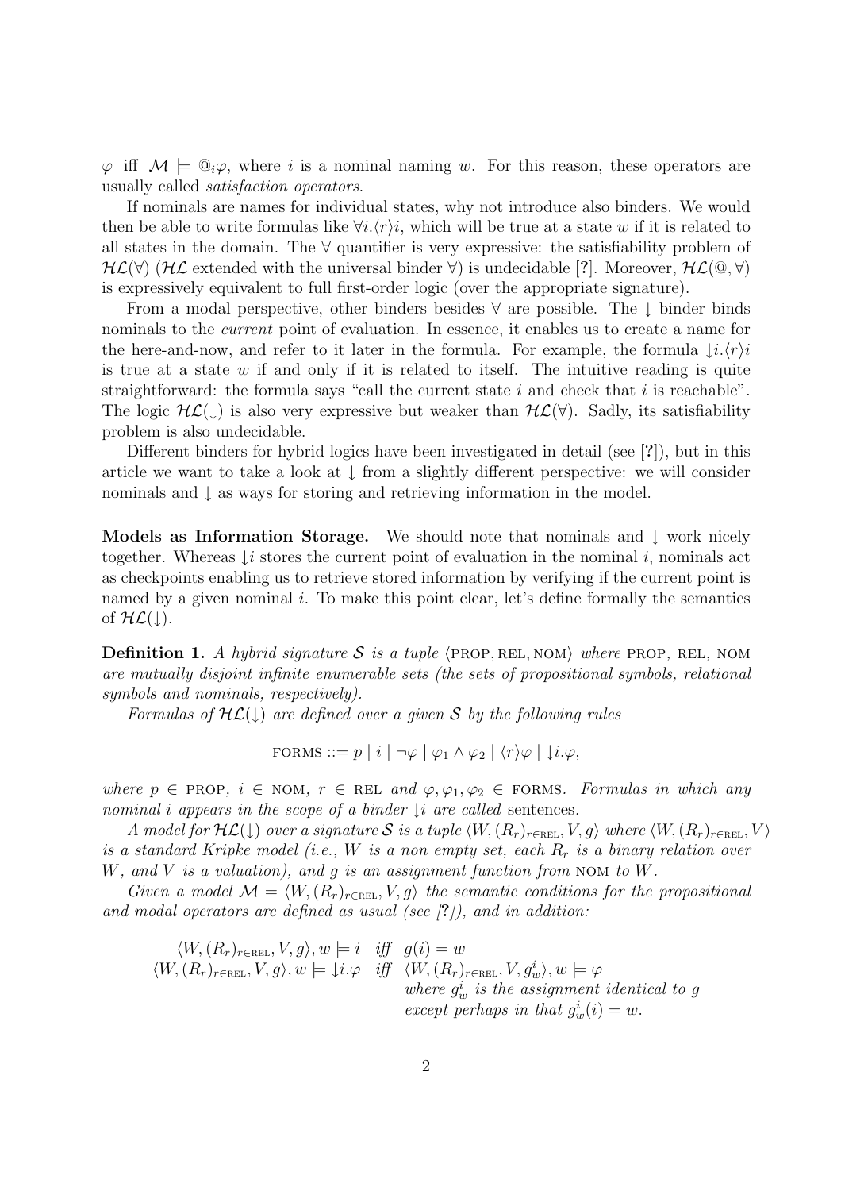$\varphi$ iff $\mathcal{M} \models @_i\varphi$, where $i$ is a nominal naming $w$. For this reason, these operators are usually called *satisfaction operators*.

If nominals are names for individual states, why not introduce also binders. We would then be able to write formulas like $\forall i.\langle r \rangle i$, which will be true at a state $w$ if it is related to all states in the domain. The $\forall$ quantifier is very expressive: the satisfiability problem of $\mathcal{HL}(\forall)$ ($\mathcal{HL}$ extended with the universal binder $\forall$) is undecidable [**?**]. Moreover, $\mathcal{HL}(@, \forall)$ is expressively equivalent to full first-order logic (over the appropriate signature).

From a modal perspective, other binders besides $\forall$ are possible. The $\downarrow$ binder binds nominals to the *current* point of evaluation. In essence, it enables us to create a name for the here-and-now, and refer to it later in the formula. For example, the formula $\downarrow i.\langle r \rangle i$ is true at a state $w$ if and only if it is related to itself. The intuitive reading is quite straightforward: the formula says "call the current state $i$ and check that $i$ is reachable". The logic $\mathcal{HL}(\downarrow)$ is also very expressive but weaker than $\mathcal{HL}(\forall)$. Sadly, its satisfiability problem is also undecidable.

Different binders for hybrid logics have been investigated in detail (see [**?**]), but in this article we want to take a look at $\downarrow$ from a slightly different perspective: we will consider nominals and $\downarrow$ as ways for storing and retrieving information in the model.

**Models as Information Storage.** We should note that nominals and $\downarrow$ work nicely together. Whereas $\downarrow i$ stores the current point of evaluation in the nominal $i$, nominals act as checkpoints enabling us to retrieve stored information by verifying if the current point is named by a given nominal $i$. To make this point clear, let's define formally the semantics of $\mathcal{HL}(\downarrow)$.

**Definition 1.** *A hybrid signature $\mathcal{S}$ is a tuple $\langle \text{PROP}, \text{REL}, \text{NOM} \rangle$ where* PROP*,* REL*,* NOM *are mutually disjoint infinite enumerable sets (the sets of propositional symbols, relational symbols and nominals, respectively).*

*Formulas of $\mathcal{HL}(\downarrow)$ are defined over a given $\mathcal{S}$ by the following rules*

$$\text{FORMS} ::= p \mid i \mid \neg\varphi \mid \varphi_1 \wedge \varphi_2 \mid \langle r \rangle \varphi \mid \downarrow i.\varphi,$$

*where $p \in \text{PROP}$, $i \in \text{NOM}$, $r \in \text{REL}$ and $\varphi, \varphi_1, \varphi_2 \in \text{FORMS}$. Formulas in which any nominal $i$ appears in the scope of a binder $\downarrow i$ are called* sentences*.*

*A model for $\mathcal{HL}(\downarrow)$ over a signature $\mathcal{S}$ is a tuple $\langle W, (R_r)_{r\in\text{REL}}, V, g \rangle$ where $\langle W, (R_r)_{r\in\text{REL}}, V \rangle$ is a standard Kripke model (i.e., $W$ is a non empty set, each $R_r$ is a binary relation over $W$, and $V$ is a valuation), and $g$ is an assignment function from* NOM *to $W$.*

*Given a model $\mathcal{M} = \langle W, (R_r)_{r\in\text{REL}}, V, g \rangle$ the semantic conditions for the propositional and modal operators are defined as usual (see [**?**]), and in addition:*

$$\begin{array}{lll} \langle W, (R_r)_{r\in\text{REL}}, V, g \rangle, w \models i & \textit{iff} & g(i) = w \\ \langle W, (R_r)_{r\in\text{REL}}, V, g \rangle, w \models \downarrow i.\varphi & \textit{iff} & \langle W, (R_r)_{r\in\text{REL}}, V, g^i_w \rangle, w \models \varphi \\ & & \textit{where } g^i_w \textit{ is the assignment identical to } g \\ & & \textit{except perhaps in that } g^i_w(i) = w. \end{array}$$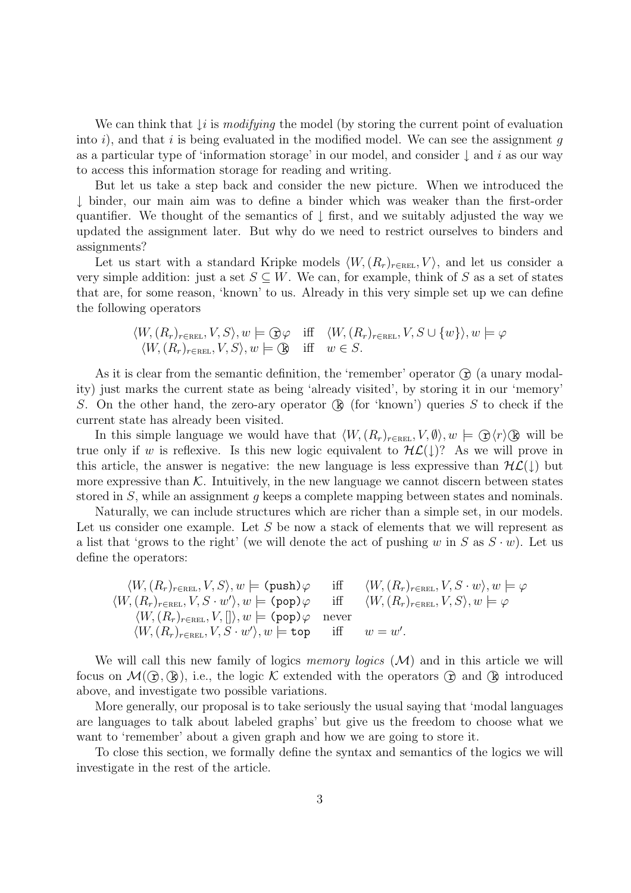We can think that $\downarrow i$ is *modifying* the model (by storing the current point of evaluation into $i$), and that $i$ is being evaluated in the modified model. We can see the assignment $g$ as a particular type of 'information storage' in our model, and consider $\downarrow$ and $i$ as our way to access this information storage for reading and writing.

But let us take a step back and consider the new picture. When we introduced the $\downarrow$ binder, our main aim was to define a binder which was weaker than the first-order quantifier. We thought of the semantics of $\downarrow$ first, and we suitably adjusted the way we updated the assignment later. But why do we need to restrict ourselves to binders and assignments?

Let us start with a standard Kripke models $\langle W, (R_r)_{r\in\text{REL}}, V\rangle$, and let us consider a very simple addition: just a set $S \subseteq W$. We can, for example, think of $S$ as a set of states that are, for some reason, 'known' to us. Already in this very simple set up we can define the following operators

$$\begin{array}{lll} \langle W, (R_r)_{r\in\text{REL}}, V, S\rangle, w \models ⓡ\varphi & \text{iff} & \langle W, (R_r)_{r\in\text{REL}}, V, S \cup \{w\}\rangle, w \models \varphi \\ \langle W, (R_r)_{r\in\text{REL}}, V, S\rangle, w \models ⓚ & \text{iff} & w \in S. \end{array}$$

As it is clear from the semantic definition, the 'remember' operator ⓡ (a unary modality) just marks the current state as being 'already visited', by storing it in our 'memory' $S$. On the other hand, the zero-ary operator ⓚ (for 'known') queries $S$ to check if the current state has already been visited.

In this simple language we would have that $\langle W, (R_r)_{r\in\text{REL}}, V, \emptyset\rangle, w \models ⓡ\langle r\rangle ⓚ$ will be true only if $w$ is reflexive. Is this new logic equivalent to $\mathcal{HL}(\downarrow)$? As we will prove in this article, the answer is negative: the new language is less expressive than $\mathcal{HL}(\downarrow)$ but more expressive than $\mathcal{K}$. Intuitively, in the new language we cannot discern between states stored in $S$, while an assignment $g$ keeps a complete mapping between states and nominals.

Naturally, we can include structures which are richer than a simple set, in our models. Let us consider one example. Let $S$ be now a stack of elements that we will represent as a list that 'grows to the right' (we will denote the act of pushing $w$ in $S$ as $S \cdot w$). Let us define the operators:

$$\begin{array}{lll} \langle W, (R_r)_{r\in\text{REL}}, V, S\rangle, w \models \texttt{(push)}\varphi & \text{iff} & \langle W, (R_r)_{r\in\text{REL}}, V, S \cdot w\rangle, w \models \varphi \\ \langle W, (R_r)_{r\in\text{REL}}, V, S \cdot w'\rangle, w \models \texttt{(pop)}\varphi & \text{iff} & \langle W, (R_r)_{r\in\text{REL}}, V, S\rangle, w \models \varphi \\ \langle W, (R_r)_{r\in\text{REL}}, V, []\rangle, w \models \texttt{(pop)}\varphi & \text{never} & \\ \langle W, (R_r)_{r\in\text{REL}}, V, S \cdot w'\rangle, w \models \texttt{top} & \text{iff} & w = w'. \end{array}$$

We will call this new family of logics *memory logics* ($\mathcal{M}$) and in this article we will focus on $\mathcal{M}$(ⓡ, ⓚ), i.e., the logic $\mathcal{K}$ extended with the operators ⓡ and ⓚ introduced above, and investigate two possible variations.

More generally, our proposal is to take seriously the usual saying that 'modal languages are languages to talk about labeled graphs' but give us the freedom to choose what we want to 'remember' about a given graph and how we are going to store it.

To close this section, we formally define the syntax and semantics of the logics we will investigate in the rest of the article.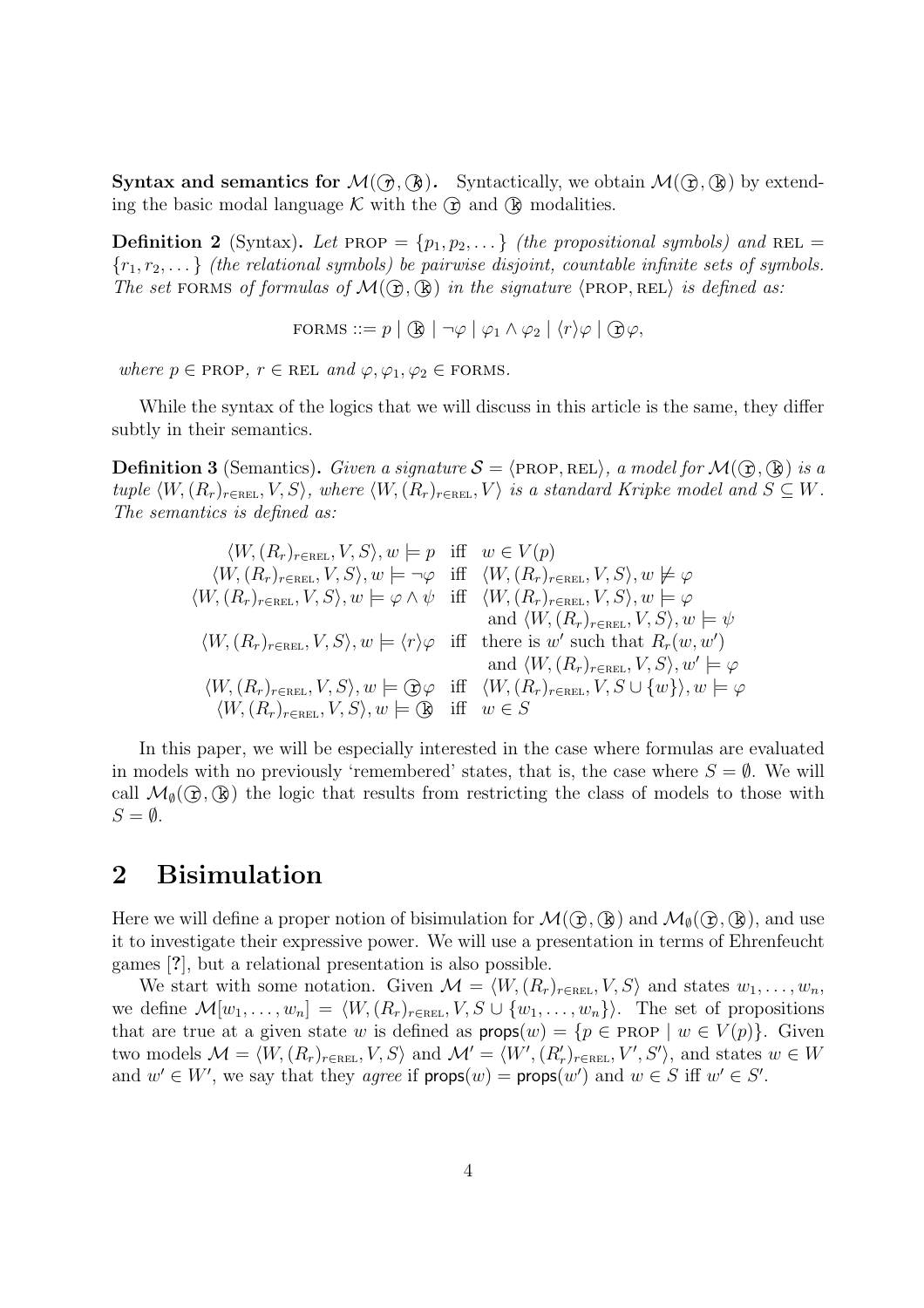**Syntax and semantics for $\mathcal{M}(ⓡ, ⓚ)$.** Syntactically, we obtain $\mathcal{M}(ⓡ, ⓚ)$ by extending the basic modal language $\mathcal{K}$ with the ⓡ and ⓚ modalities.

**Definition 2** (Syntax)**.** *Let* PROP $= \{p_1, p_2, \dots\}$ *(the propositional symbols) and* REL $= \{r_1, r_2, \dots\}$ *(the relational symbols) be pairwise disjoint, countable infinite sets of symbols. The set* FORMS *of formulas of $\mathcal{M}(ⓡ, ⓚ)$ in the signature* $\langle$PROP, REL$\rangle$ *is defined as:*

$$\text{FORMS} ::= p \mid ⓚ \mid \neg\varphi \mid \varphi_1 \wedge \varphi_2 \mid \langle r \rangle \varphi \mid ⓡ\varphi,$$

*where $p \in$ PROP, $r \in$ REL and $\varphi, \varphi_1, \varphi_2 \in$ FORMS.*

While the syntax of the logics that we will discuss in this article is the same, they differ subtly in their semantics.

**Definition 3** (Semantics)**.** *Given a signature $\mathcal{S} = \langle$PROP, REL$\rangle$, a model for $\mathcal{M}(ⓡ, ⓚ)$ is a tuple $\langle W, (R_r)_{r\in\text{REL}}, V, S\rangle$, where $\langle W, (R_r)_{r\in\text{REL}}, V\rangle$ is a standard Kripke model and $S \subseteq W$. The semantics is defined as:*

$$
\begin{array}{rcl}
\langle W, (R_r)_{r\in\text{REL}}, V, S\rangle, w \models p & \text{iff} & w \in V(p) \\
\langle W, (R_r)_{r\in\text{REL}}, V, S\rangle, w \models \neg\varphi & \text{iff} & \langle W, (R_r)_{r\in\text{REL}}, V, S\rangle, w \not\models \varphi \\
\langle W, (R_r)_{r\in\text{REL}}, V, S\rangle, w \models \varphi \wedge \psi & \text{iff} & \langle W, (R_r)_{r\in\text{REL}}, V, S\rangle, w \models \varphi \\
 & & \text{and } \langle W, (R_r)_{r\in\text{REL}}, V, S\rangle, w \models \psi \\
\langle W, (R_r)_{r\in\text{REL}}, V, S\rangle, w \models \langle r\rangle\varphi & \text{iff} & \text{there is } w' \text{ such that } R_r(w, w') \\
 & & \text{and } \langle W, (R_r)_{r\in\text{REL}}, V, S\rangle, w' \models \varphi \\
\langle W, (R_r)_{r\in\text{REL}}, V, S\rangle, w \models ⓡ\varphi & \text{iff} & \langle W, (R_r)_{r\in\text{REL}}, V, S \cup \{w\}\rangle, w \models \varphi \\
\langle W, (R_r)_{r\in\text{REL}}, V, S\rangle, w \models ⓚ & \text{iff} & w \in S
\end{array}
$$

In this paper, we will be especially interested in the case where formulas are evaluated in models with no previously 'remembered' states, that is, the case where $S = \emptyset$. We will call $\mathcal{M}_\emptyset(ⓡ, ⓚ)$ the logic that results from restricting the class of models to those with $S = \emptyset$.

## 2 Bisimulation

Here we will define a proper notion of bisimulation for $\mathcal{M}(ⓡ, ⓚ)$ and $\mathcal{M}_\emptyset(ⓡ, ⓚ)$, and use it to investigate their expressive power. We will use a presentation in terms of Ehrenfeucht games [?], but a relational presentation is also possible.

We start with some notation. Given $\mathcal{M} = \langle W, (R_r)_{r\in\text{REL}}, V, S\rangle$ and states $w_1, \dots, w_n$, we define $\mathcal{M}[w_1, \dots, w_n] = \langle W, (R_r)_{r\in\text{REL}}, V, S \cup \{w_1, \dots, w_n\}\rangle$. The set of propositions that are true at a given state $w$ is defined as $\mathsf{props}(w) = \{p \in \text{PROP} \mid w \in V(p)\}$. Given two models $\mathcal{M} = \langle W, (R_r)_{r\in\text{REL}}, V, S\rangle$ and $\mathcal{M}' = \langle W', (R'_r)_{r\in\text{REL}}, V', S'\rangle$, and states $w \in W$ and $w' \in W'$, we say that they *agree* if $\mathsf{props}(w) = \mathsf{props}(w')$ and $w \in S$ iff $w' \in S'$.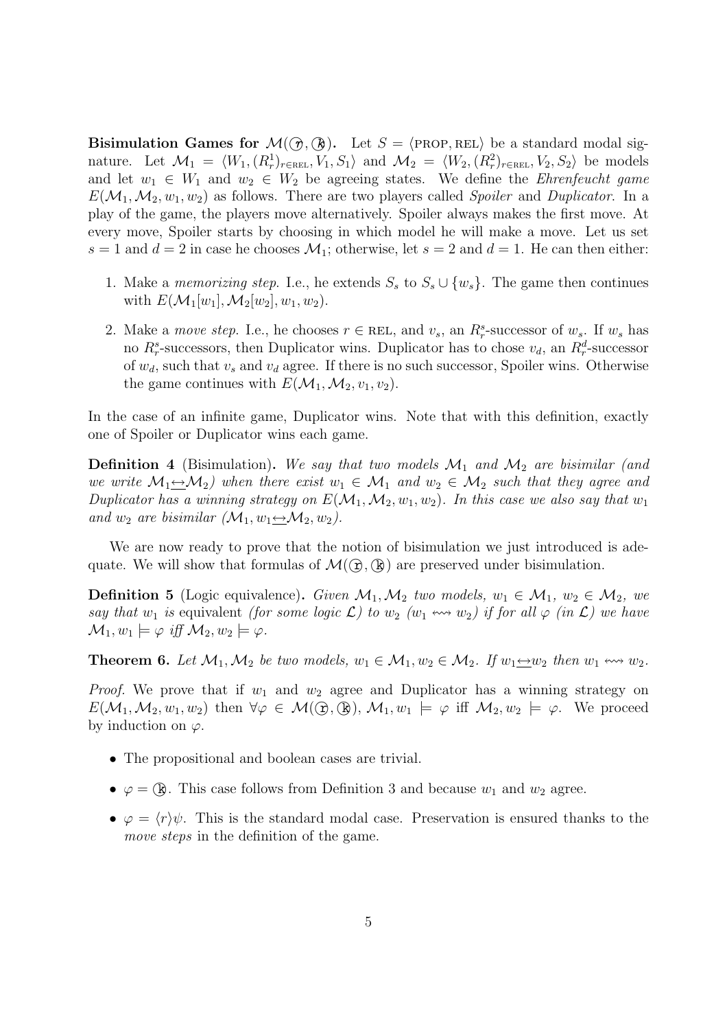**Bisimulation Games for $\mathcal{M}(\textcircled{r}, \textcircled{k})$.** Let $S = \langle \text{PROP}, \text{REL} \rangle$ be a standard modal signature. Let $\mathcal{M}_1 = \langle W_1, (R^1_r)_{r \in \text{REL}}, V_1, S_1 \rangle$ and $\mathcal{M}_2 = \langle W_2, (R^2_r)_{r \in \text{REL}}, V_2, S_2 \rangle$ be models and let $w_1 \in W_1$ and $w_2 \in W_2$ be agreeing states. We define the *Ehrenfeucht game* $E(\mathcal{M}_1, \mathcal{M}_2, w_1, w_2)$ as follows. There are two players called *Spoiler* and *Duplicator*. In a play of the game, the players move alternatively. Spoiler always makes the first move. At every move, Spoiler starts by choosing in which model he will make a move. Let us set $s = 1$ and $d = 2$ in case he chooses $\mathcal{M}_1$; otherwise, let $s = 2$ and $d = 1$. He can then either:

1. Make a *memorizing step*. I.e., he extends $S_s$ to $S_s \cup \{w_s\}$. The game then continues with $E(\mathcal{M}_1[w_1], \mathcal{M}_2[w_2], w_1, w_2)$.
2. Make a *move step*. I.e., he chooses $r \in \text{REL}$, and $v_s$, an $R^s_r$-successor of $w_s$. If $w_s$ has no $R^s_r$-successors, then Duplicator wins. Duplicator has to chose $v_d$, an $R^d_r$-successor of $w_d$, such that $v_s$ and $v_d$ agree. If there is no such successor, Spoiler wins. Otherwise the game continues with $E(\mathcal{M}_1, \mathcal{M}_2, v_1, v_2)$.

In the case of an infinite game, Duplicator wins. Note that with this definition, exactly one of Spoiler or Duplicator wins each game.

**Definition 4** (Bisimulation)**.** *We say that two models $\mathcal{M}_1$ and $\mathcal{M}_2$ are bisimilar (and we write $\mathcal{M}_1 \underline{\leftrightarrow} \mathcal{M}_2$) when there exist $w_1 \in \mathcal{M}_1$ and $w_2 \in \mathcal{M}_2$ such that they agree and Duplicator has a winning strategy on $E(\mathcal{M}_1, \mathcal{M}_2, w_1, w_2)$. In this case we also say that $w_1$ and $w_2$ are bisimilar ($\mathcal{M}_1, w_1 \underline{\leftrightarrow} \mathcal{M}_2, w_2$).*

We are now ready to prove that the notion of bisimulation we just introduced is adequate. We will show that formulas of $\mathcal{M}(\textcircled{r}, \textcircled{k})$ are preserved under bisimulation.

**Definition 5** (Logic equivalence)**.** *Given $\mathcal{M}_1, \mathcal{M}_2$ two models, $w_1 \in \mathcal{M}_1$, $w_2 \in \mathcal{M}_2$, we say that $w_1$ is* equivalent *(for some logic $\mathcal{L}$) to $w_2$ ($w_1 \leftrightsquigarrow w_2$) if for all $\varphi$ (in $\mathcal{L}$) we have $\mathcal{M}_1, w_1 \models \varphi$ iff $\mathcal{M}_2, w_2 \models \varphi$.*

**Theorem 6.** *Let $\mathcal{M}_1, \mathcal{M}_2$ be two models, $w_1 \in \mathcal{M}_1, w_2 \in \mathcal{M}_2$. If $w_1 \underline{\leftrightarrow} w_2$ then $w_1 \leftrightsquigarrow w_2$.*

*Proof.* We prove that if $w_1$ and $w_2$ agree and Duplicator has a winning strategy on $E(\mathcal{M}_1, \mathcal{M}_2, w_1, w_2)$ then $\forall \varphi \in \mathcal{M}(\textcircled{r}, \textcircled{k})$, $\mathcal{M}_1, w_1 \models \varphi$ iff $\mathcal{M}_2, w_2 \models \varphi$. We proceed by induction on $\varphi$.

- The propositional and boolean cases are trivial.
- $\varphi = \textcircled{k}$. This case follows from Definition 3 and because $w_1$ and $w_2$ agree.
- $\varphi = \langle r \rangle \psi$. This is the standard modal case. Preservation is ensured thanks to the *move steps* in the definition of the game.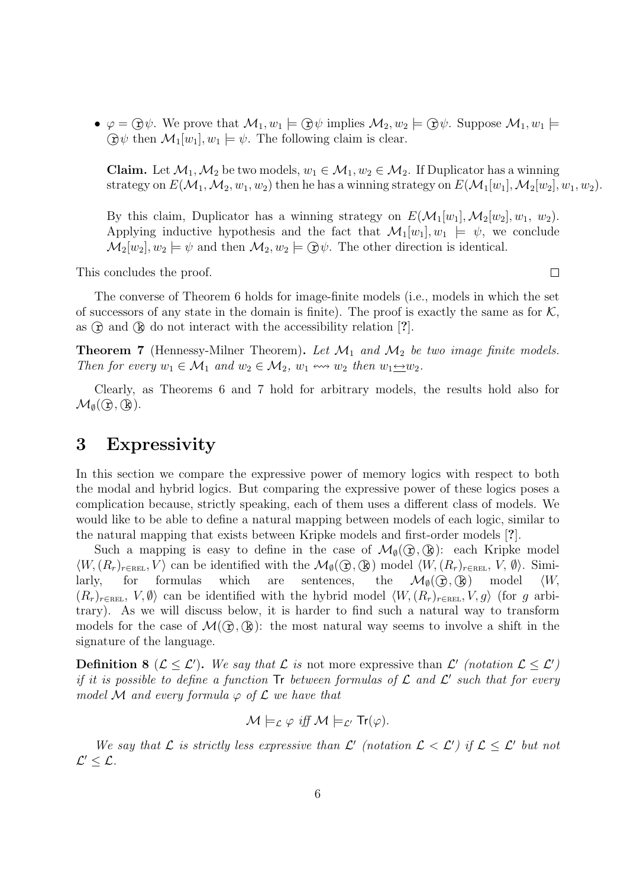- $\varphi = \textcircled{r}\psi$. We prove that $\mathcal{M}_1, w_1 \models \textcircled{r}\psi$ implies $\mathcal{M}_2, w_2 \models \textcircled{r}\psi$. Suppose $\mathcal{M}_1, w_1 \models \textcircled{r}\psi$ then $\mathcal{M}_1[w_1], w_1 \models \psi$. The following claim is clear.

  **Claim.** Let $\mathcal{M}_1, \mathcal{M}_2$ be two models, $w_1 \in \mathcal{M}_1$, $w_2 \in \mathcal{M}_2$. If Duplicator has a winning strategy on $E(\mathcal{M}_1, \mathcal{M}_2, w_1, w_2)$ then he has a winning strategy on $E(\mathcal{M}_1[w_1], \mathcal{M}_2[w_2], w_1, w_2)$.

  By this claim, Duplicator has a winning strategy on $E(\mathcal{M}_1[w_1], \mathcal{M}_2[w_2], w_1, w_2)$. Applying inductive hypothesis and the fact that $\mathcal{M}_1[w_1], w_1 \models \psi$, we conclude $\mathcal{M}_2[w_2], w_2 \models \psi$ and then $\mathcal{M}_2, w_2 \models \textcircled{r}\psi$. The other direction is identical.

This concludes the proof. $\square$

The converse of Theorem 6 holds for image-finite models (i.e., models in which the set of successors of any state in the domain is finite). The proof is exactly the same as for $\mathcal{K}$, as $\textcircled{r}$ and $\textcircled{k}$ do not interact with the accessibility relation [?].

**Theorem 7** (Hennessy-Milner Theorem). *Let $\mathcal{M}_1$ and $\mathcal{M}_2$ be two image finite models. Then for every $w_1 \in \mathcal{M}_1$ and $w_2 \in \mathcal{M}_2$, $w_1 \leftrightsquigarrow w_2$ then $w_1 \underline{\leftrightarrow} w_2$.*

Clearly, as Theorems 6 and 7 hold for arbitrary models, the results hold also for $\mathcal{M}_\emptyset(\textcircled{r}, \textcircled{k})$.

# 3 Expressivity

In this section we compare the expressive power of memory logics with respect to both the modal and hybrid logics. But comparing the expressive power of these logics poses a complication because, strictly speaking, each of them uses a different class of models. We would like to be able to define a natural mapping between models of each logic, similar to the natural mapping that exists between Kripke models and first-order models [?].

Such a mapping is easy to define in the case of $\mathcal{M}_\emptyset(\textcircled{r}, \textcircled{k})$: each Kripke model $\langle W, (R_r)_{r \in \text{REL}}, V \rangle$ can be identified with the $\mathcal{M}_\emptyset(\textcircled{r}, \textcircled{k})$ model $\langle W, (R_r)_{r \in \text{REL}}, V, \emptyset \rangle$. Similarly, for formulas which are sentences, the $\mathcal{M}_\emptyset(\textcircled{r}, \textcircled{k})$ model $\langle W, (R_r)_{r \in \text{REL}}, V, \emptyset \rangle$ can be identified with the hybrid model $\langle W, (R_r)_{r \in \text{REL}}, V, g \rangle$ (for $g$ arbitrary). As we will discuss below, it is harder to find such a natural way to transform models for the case of $\mathcal{M}(\textcircled{r}, \textcircled{k})$: the most natural way seems to involve a shift in the signature of the language.

**Definition 8** ($\mathcal{L} \leq \mathcal{L}'$). *We say that $\mathcal{L}$ is* not more expressive than *$\mathcal{L}'$ (notation $\mathcal{L} \leq \mathcal{L}'$) if it is possible to define a function $\mathsf{Tr}$ between formulas of $\mathcal{L}$ and $\mathcal{L}'$ such that for every model $\mathcal{M}$ and every formula $\varphi$ of $\mathcal{L}$ we have that*

$$\mathcal{M} \models_{\mathcal{L}} \varphi \text{ iff } \mathcal{M} \models_{\mathcal{L}'} \mathsf{Tr}(\varphi).$$

*We say that $\mathcal{L}$ is strictly less expressive than $\mathcal{L}'$ (notation $\mathcal{L} < \mathcal{L}'$) if $\mathcal{L} \leq \mathcal{L}'$ but not $\mathcal{L}' \leq \mathcal{L}$.*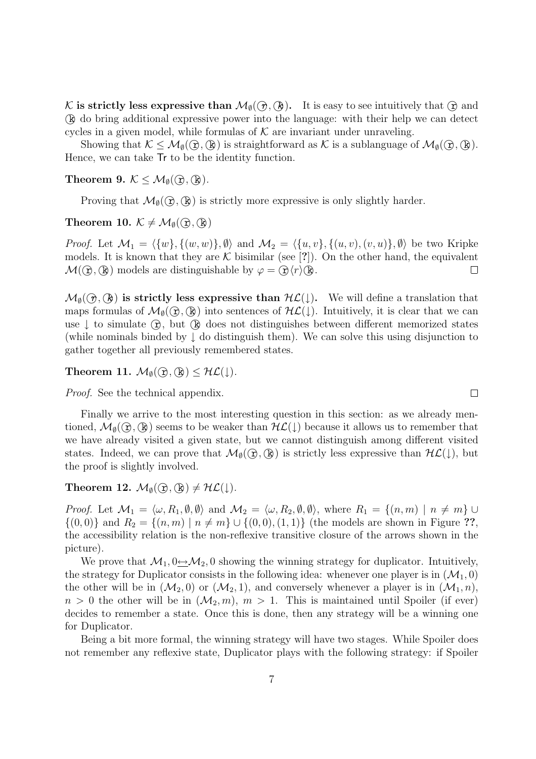**$\mathcal{K}$ is strictly less expressive than $\mathcal{M}_\emptyset(\circledr, \circledk)$.** It is easy to see intuitively that $\circledr$ and $\circledk$ do bring additional expressive power into the language: with their help we can detect cycles in a given model, while formulas of $\mathcal{K}$ are invariant under unraveling.

Showing that $\mathcal{K} \leq \mathcal{M}_\emptyset(\circledr, \circledk)$ is straightforward as $\mathcal{K}$ is a sublanguage of $\mathcal{M}_\emptyset(\circledr, \circledk)$. Hence, we can take $\mathsf{Tr}$ to be the identity function.

**Theorem 9.** $\mathcal{K} \leq \mathcal{M}_\emptyset(\circledr, \circledk)$.

Proving that $\mathcal{M}_\emptyset(\circledr, \circledk)$ is strictly more expressive is only slightly harder.

**Theorem 10.** $\mathcal{K} \neq \mathcal{M}_\emptyset(\circledr, \circledk)$

*Proof.* Let $\mathcal{M}_1 = \langle \{w\}, \{(w, w)\}, \emptyset \rangle$ and $\mathcal{M}_2 = \langle \{u, v\}, \{(u, v), (v, u)\}, \emptyset \rangle$ be two Kripke models. It is known that they are $\mathcal{K}$ bisimilar (see [?]). On the other hand, the equivalent $\mathcal{M}(\circledr, \circledk)$ models are distinguishable by $\varphi = \circledr\langle r \rangle\circledk$. □

**$\mathcal{M}_\emptyset(\circledr, \circledk)$ is strictly less expressive than $\mathcal{HL}(\downarrow)$.** We will define a translation that maps formulas of $\mathcal{M}_\emptyset(\circledr, \circledk)$ into sentences of $\mathcal{HL}(\downarrow)$. Intuitively, it is clear that we can use $\downarrow$ to simulate $\circledr$, but $\circledk$ does not distinguishes between different memorized states (while nominals binded by $\downarrow$ do distinguish them). We can solve this using disjunction to gather together all previously remembered states.

**Theorem 11.** $\mathcal{M}_\emptyset(\circledr, \circledk) \leq \mathcal{HL}(\downarrow)$.

*Proof.* See the technical appendix. □

Finally we arrive to the most interesting question in this section: as we already mentioned, $\mathcal{M}_\emptyset(\circledr, \circledk)$ seems to be weaker than $\mathcal{HL}(\downarrow)$ because it allows us to remember that we have already visited a given state, but we cannot distinguish among different visited states. Indeed, we can prove that $\mathcal{M}_\emptyset(\circledr, \circledk)$ is strictly less expressive than $\mathcal{HL}(\downarrow)$, but the proof is slightly involved.

**Theorem 12.** $\mathcal{M}_\emptyset(\circledr, \circledk) \neq \mathcal{HL}(\downarrow)$.

*Proof.* Let $\mathcal{M}_1 = \langle \omega, R_1, \emptyset, \emptyset \rangle$ and $\mathcal{M}_2 = \langle \omega, R_2, \emptyset, \emptyset \rangle$, where $R_1 = \{(n, m) \mid n \neq m\} \cup \{(0, 0)\}$ and $R_2 = \{(n, m) \mid n \neq m\} \cup \{(0, 0), (1, 1)\}$ (the models are shown in Figure **??**, the accessibility relation is the non-reflexive transitive closure of the arrows shown in the picture).

We prove that $\mathcal{M}_1, 0 \leftrightarroweq \mathcal{M}_2, 0$ showing the winning strategy for duplicator. Intuitively, the strategy for Duplicator consists in the following idea: whenever one player is in $(\mathcal{M}_1, 0)$ the other will be in $(\mathcal{M}_2, 0)$ or $(\mathcal{M}_2, 1)$, and conversely whenever a player is in $(\mathcal{M}_1, n)$, $n > 0$ the other will be in $(\mathcal{M}_2, m)$, $m > 1$. This is maintained until Spoiler (if ever) decides to remember a state. Once this is done, then any strategy will be a winning one for Duplicator.

Being a bit more formal, the winning strategy will have two stages. While Spoiler does not remember any reflexive state, Duplicator plays with the following strategy: if Spoiler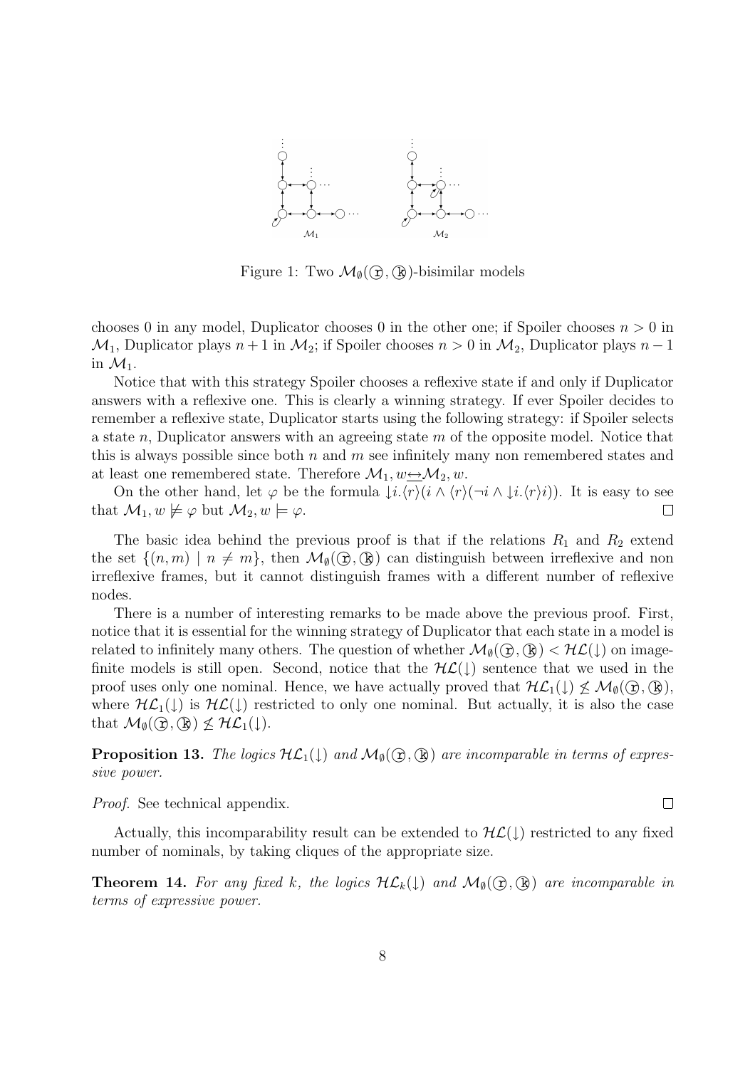$\mathcal{M}_1$ $\mathcal{M}_2$

Figure 1: Two $\mathcal{M}_\emptyset(\text{ⓡ}, \text{ⓚ})$-bisimilar models

chooses 0 in any model, Duplicator chooses 0 in the other one; if Spoiler chooses $n > 0$ in $\mathcal{M}_1$, Duplicator plays $n+1$ in $\mathcal{M}_2$; if Spoiler chooses $n > 0$ in $\mathcal{M}_2$, Duplicator plays $n-1$ in $\mathcal{M}_1$.

Notice that with this strategy Spoiler chooses a reflexive state if and only if Duplicator answers with a reflexive one. This is clearly a winning strategy. If ever Spoiler decides to remember a reflexive state, Duplicator starts using the following strategy: if Spoiler selects a state $n$, Duplicator answers with an agreeing state $m$ of the opposite model. Notice that this is always possible since both $n$ and $m$ see infinitely many non remembered states and at least one remembered state. Therefore $\mathcal{M}_1, w \leftrightarrow \mathcal{M}_2, w$.

On the other hand, let $\varphi$ be the formula $\downarrow i.\langle r\rangle(i \wedge \langle r\rangle(\neg i \wedge \downarrow i.\langle r\rangle i))$. It is easy to see that $\mathcal{M}_1, w \not\models \varphi$ but $\mathcal{M}_2, w \models \varphi$. □

The basic idea behind the previous proof is that if the relations $R_1$ and $R_2$ extend the set $\{(n, m) \mid n \neq m\}$, then $\mathcal{M}_\emptyset(\text{ⓡ}, \text{ⓚ})$ can distinguish between irreflexive and non irreflexive frames, but it cannot distinguish frames with a different number of reflexive nodes.

There is a number of interesting remarks to be made above the previous proof. First, notice that it is essential for the winning strategy of Duplicator that each state in a model is related to infinitely many others. The question of whether $\mathcal{M}_\emptyset(\text{ⓡ}, \text{ⓚ}) < \mathcal{HL}(\downarrow)$ on image-finite models is still open. Second, notice that the $\mathcal{HL}(\downarrow)$ sentence that we used in the proof uses only one nominal. Hence, we have actually proved that $\mathcal{HL}_1(\downarrow) \not\leq \mathcal{M}_\emptyset(\text{ⓡ}, \text{ⓚ})$, where $\mathcal{HL}_1(\downarrow)$ is $\mathcal{HL}(\downarrow)$ restricted to only one nominal. But actually, it is also the case that $\mathcal{M}_\emptyset(\text{ⓡ}, \text{ⓚ}) \not\leq \mathcal{HL}_1(\downarrow)$.

**Proposition 13.** *The logics $\mathcal{HL}_1(\downarrow)$ and $\mathcal{M}_\emptyset(\text{ⓡ}, \text{ⓚ})$ are incomparable in terms of expressive power.*

*Proof.* See technical appendix. □

Actually, this incomparability result can be extended to $\mathcal{HL}(\downarrow)$ restricted to any fixed number of nominals, by taking cliques of the appropriate size.

**Theorem 14.** *For any fixed $k$, the logics $\mathcal{HL}_k(\downarrow)$ and $\mathcal{M}_\emptyset(\text{ⓡ}, \text{ⓚ})$ are incomparable in terms of expressive power.*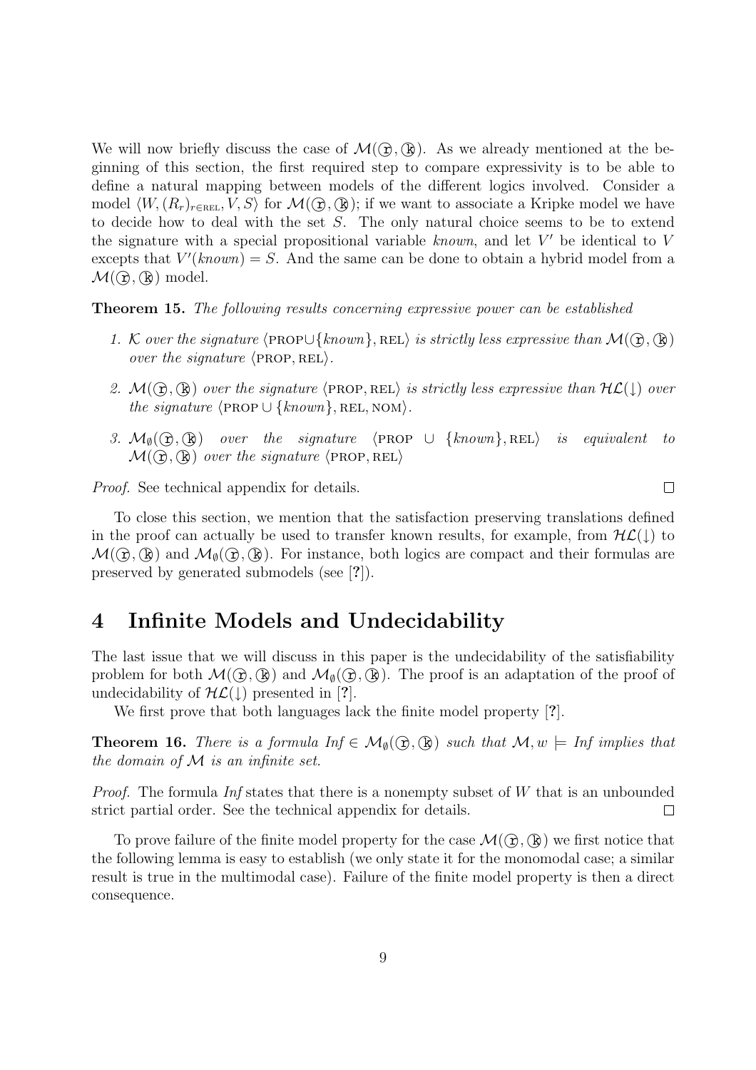We will now briefly discuss the case of $\mathcal{M}(\textcircled{r}, \textcircled{k})$. As we already mentioned at the beginning of this section, the first required step to compare expressivity is to be able to define a natural mapping between models of the different logics involved. Consider a model $\langle W, (R_r)_{r \in \text{REL}}, V, S\rangle$ for $\mathcal{M}(\textcircled{r}, \textcircled{k})$; if we want to associate a Kripke model we have to decide how to deal with the set $S$. The only natural choice seems to be to extend the signature with a special propositional variable *known*, and let $V'$ be identical to $V$ excepts that $V'(\mathit{known}) = S$. And the same can be done to obtain a hybrid model from a $\mathcal{M}(\textcircled{r}, \textcircled{k})$ model.

**Theorem 15.** *The following results concerning expressive power can be established*

1. *$\mathcal{K}$ over the signature $\langle \text{PROP} \cup \{\mathit{known}\}, \text{REL}\rangle$ is strictly less expressive than $\mathcal{M}(\textcircled{r}, \textcircled{k})$ over the signature $\langle \text{PROP}, \text{REL}\rangle$.*
2. *$\mathcal{M}(\textcircled{r}, \textcircled{k})$ over the signature $\langle \text{PROP}, \text{REL}\rangle$ is strictly less expressive than $\mathcal{HL}(\downarrow)$ over the signature $\langle \text{PROP} \cup \{\mathit{known}\}, \text{REL}, \text{NOM}\rangle$.*
3. *$\mathcal{M}_\emptyset(\textcircled{r}, \textcircled{k})$ over the signature $\langle \text{PROP} \cup \{\mathit{known}\}, \text{REL}\rangle$ is equivalent to $\mathcal{M}(\textcircled{r}, \textcircled{k})$ over the signature $\langle \text{PROP}, \text{REL}\rangle$*

*Proof.* See technical appendix for details. ∎

To close this section, we mention that the satisfaction preserving translations defined in the proof can actually be used to transfer known results, for example, from $\mathcal{HL}(\downarrow)$ to $\mathcal{M}(\textcircled{r}, \textcircled{k})$ and $\mathcal{M}_\emptyset(\textcircled{r}, \textcircled{k})$. For instance, both logics are compact and their formulas are preserved by generated submodels (see [?]).

# 4 Infinite Models and Undecidability

The last issue that we will discuss in this paper is the undecidability of the satisfiability problem for both $\mathcal{M}(\textcircled{r}, \textcircled{k})$ and $\mathcal{M}_\emptyset(\textcircled{r}, \textcircled{k})$. The proof is an adaptation of the proof of undecidability of $\mathcal{HL}(\downarrow)$ presented in [?].

We first prove that both languages lack the finite model property [?].

**Theorem 16.** *There is a formula $\mathit{Inf} \in \mathcal{M}_\emptyset(\textcircled{r}, \textcircled{k})$ such that $\mathcal{M}, w \models \mathit{Inf}$ implies that the domain of $\mathcal{M}$ is an infinite set.*

*Proof.* The formula *Inf* states that there is a nonempty subset of $W$ that is an unbounded strict partial order. See the technical appendix for details. ∎

To prove failure of the finite model property for the case $\mathcal{M}(\textcircled{r}, \textcircled{k})$ we first notice that the following lemma is easy to establish (we only state it for the monomodal case; a similar result is true in the multimodal case). Failure of the finite model property is then a direct consequence.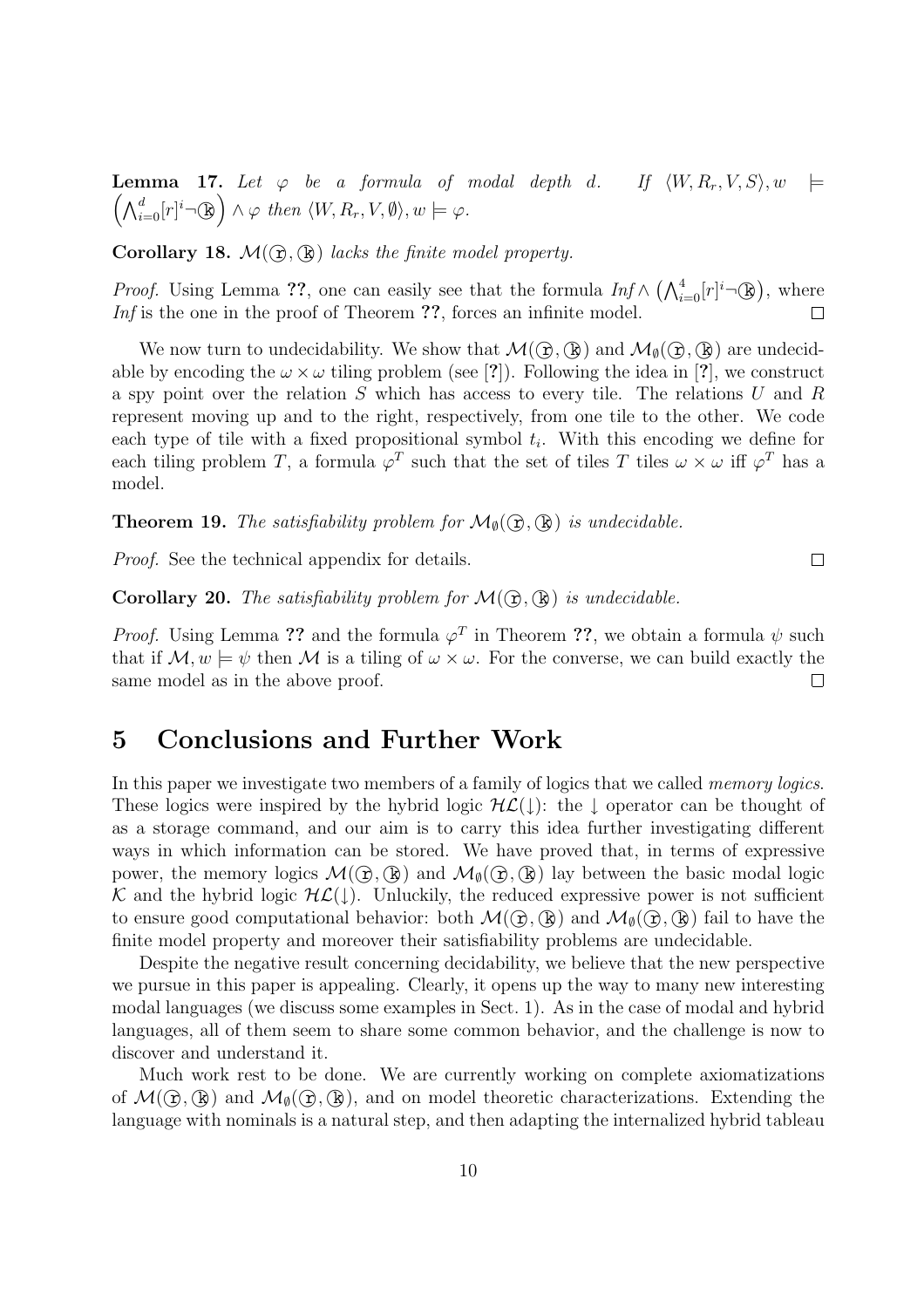**Lemma 17.** *Let $\varphi$ be a formula of modal depth $d$. If $\langle W, R_r, V, S\rangle, w \models \left(\bigwedge_{i=0}^{d} [r]^i \neg \circledR{k}\right) \wedge \varphi$ then $\langle W, R_r, V, \emptyset\rangle, w \models \varphi$.*

**Corollary 18.** *$\mathcal{M}(\circledR{r}, \circledR{k})$ lacks the finite model property.*

*Proof.* Using Lemma **??**, one can easily see that the formula $Inf \wedge \left(\bigwedge_{i=0}^{4} [r]^i \neg \circledR{k}\right)$, where $Inf$ is the one in the proof of Theorem **??**, forces an infinite model. □

We now turn to undecidability. We show that $\mathcal{M}(\circledR{r}, \circledR{k})$ and $\mathcal{M}_\emptyset(\circledR{r}, \circledR{k})$ are undecidable by encoding the $\omega \times \omega$ tiling problem (see [**?**]). Following the idea in [**?**], we construct a spy point over the relation $S$ which has access to every tile. The relations $U$ and $R$ represent moving up and to the right, respectively, from one tile to the other. We code each type of tile with a fixed propositional symbol $t_i$. With this encoding we define for each tiling problem $T$, a formula $\varphi^T$ such that the set of tiles $T$ tiles $\omega \times \omega$ iff $\varphi^T$ has a model.

**Theorem 19.** *The satisfiability problem for $\mathcal{M}_\emptyset(\circledR{r}, \circledR{k})$ is undecidable.*

*Proof.* See the technical appendix for details. □

**Corollary 20.** *The satisfiability problem for $\mathcal{M}(\circledR{r}, \circledR{k})$ is undecidable.*

*Proof.* Using Lemma **??** and the formula $\varphi^T$ in Theorem **??**, we obtain a formula $\psi$ such that if $\mathcal{M}, w \models \psi$ then $\mathcal{M}$ is a tiling of $\omega \times \omega$. For the converse, we can build exactly the same model as in the above proof. □

# 5 Conclusions and Further Work

In this paper we investigate two members of a family of logics that we called *memory logics*. These logics were inspired by the hybrid logic $\mathcal{HL}(\downarrow)$: the $\downarrow$ operator can be thought of as a storage command, and our aim is to carry this idea further investigating different ways in which information can be stored. We have proved that, in terms of expressive power, the memory logics $\mathcal{M}(\circledR{r}, \circledR{k})$ and $\mathcal{M}_\emptyset(\circledR{r}, \circledR{k})$ lay between the basic modal logic $\mathcal{K}$ and the hybrid logic $\mathcal{HL}(\downarrow)$. Unluckily, the reduced expressive power is not sufficient to ensure good computational behavior: both $\mathcal{M}(\circledR{r}, \circledR{k})$ and $\mathcal{M}_\emptyset(\circledR{r}, \circledR{k})$ fail to have the finite model property and moreover their satisfiability problems are undecidable.

Despite the negative result concerning decidability, we believe that the new perspective we pursue in this paper is appealing. Clearly, it opens up the way to many new interesting modal languages (we discuss some examples in Sect. 1). As in the case of modal and hybrid languages, all of them seem to share some common behavior, and the challenge is now to discover and understand it.

Much work rest to be done. We are currently working on complete axiomatizations of $\mathcal{M}(\circledR{r}, \circledR{k})$ and $\mathcal{M}_\emptyset(\circledR{r}, \circledR{k})$, and on model theoretic characterizations. Extending the language with nominals is a natural step, and then adapting the internalized hybrid tableau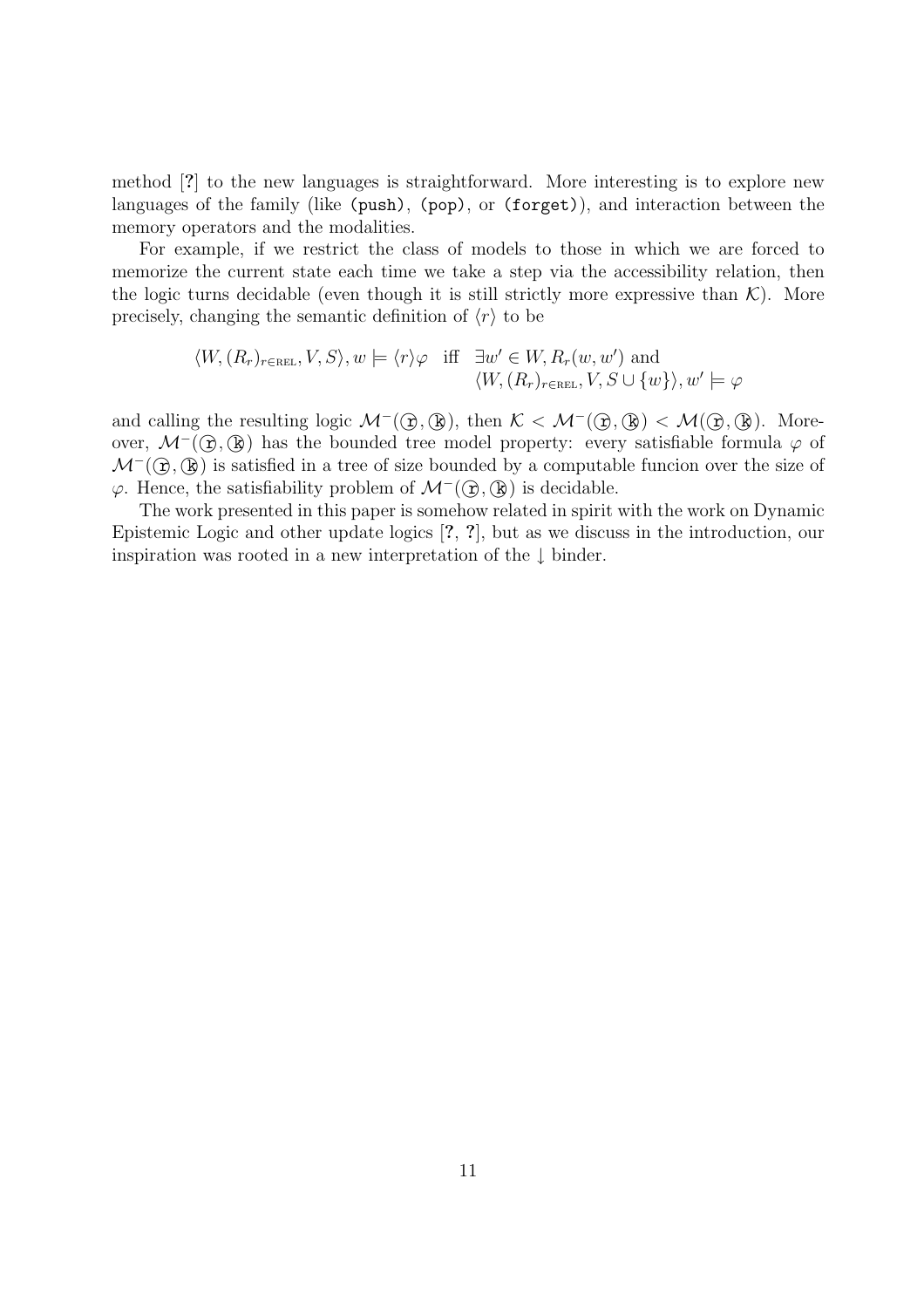method [?] to the new languages is straightforward. More interesting is to explore new languages of the family (like (push), (pop), or (forget)), and interaction between the memory operators and the modalities.

For example, if we restrict the class of models to those in which we are forced to memorize the current state each time we take a step via the accessibility relation, then the logic turns decidable (even though it is still strictly more expressive than $\mathcal{K}$). More precisely, changing the semantic definition of $\langle r \rangle$ to be

$$\langle W, (R_r)_{r \in \text{REL}}, V, S\rangle, w \models \langle r \rangle \varphi \quad \text{iff} \quad \exists w' \in W, R_r(w, w') \text{ and } \langle W, (R_r)_{r \in \text{REL}}, V, S \cup \{w\}\rangle, w' \models \varphi$$

and calling the resulting logic $\mathcal{M}^{-}(\circledr, \circledk)$, then $\mathcal{K} < \mathcal{M}^{-}(\circledr, \circledk) < \mathcal{M}(\circledr, \circledk)$. Moreover, $\mathcal{M}^{-}(\circledr, \circledk)$ has the bounded tree model property: every satisfiable formula $\varphi$ of $\mathcal{M}^{-}(\circledr, \circledk)$ is satisfied in a tree of size bounded by a computable funcion over the size of $\varphi$. Hence, the satisfiability problem of $\mathcal{M}^{-}(\circledr, \circledk)$ is decidable.

The work presented in this paper is somehow related in spirit with the work on Dynamic Epistemic Logic and other update logics [?, ?], but as we discuss in the introduction, our inspiration was rooted in a new interpretation of the $\downarrow$ binder.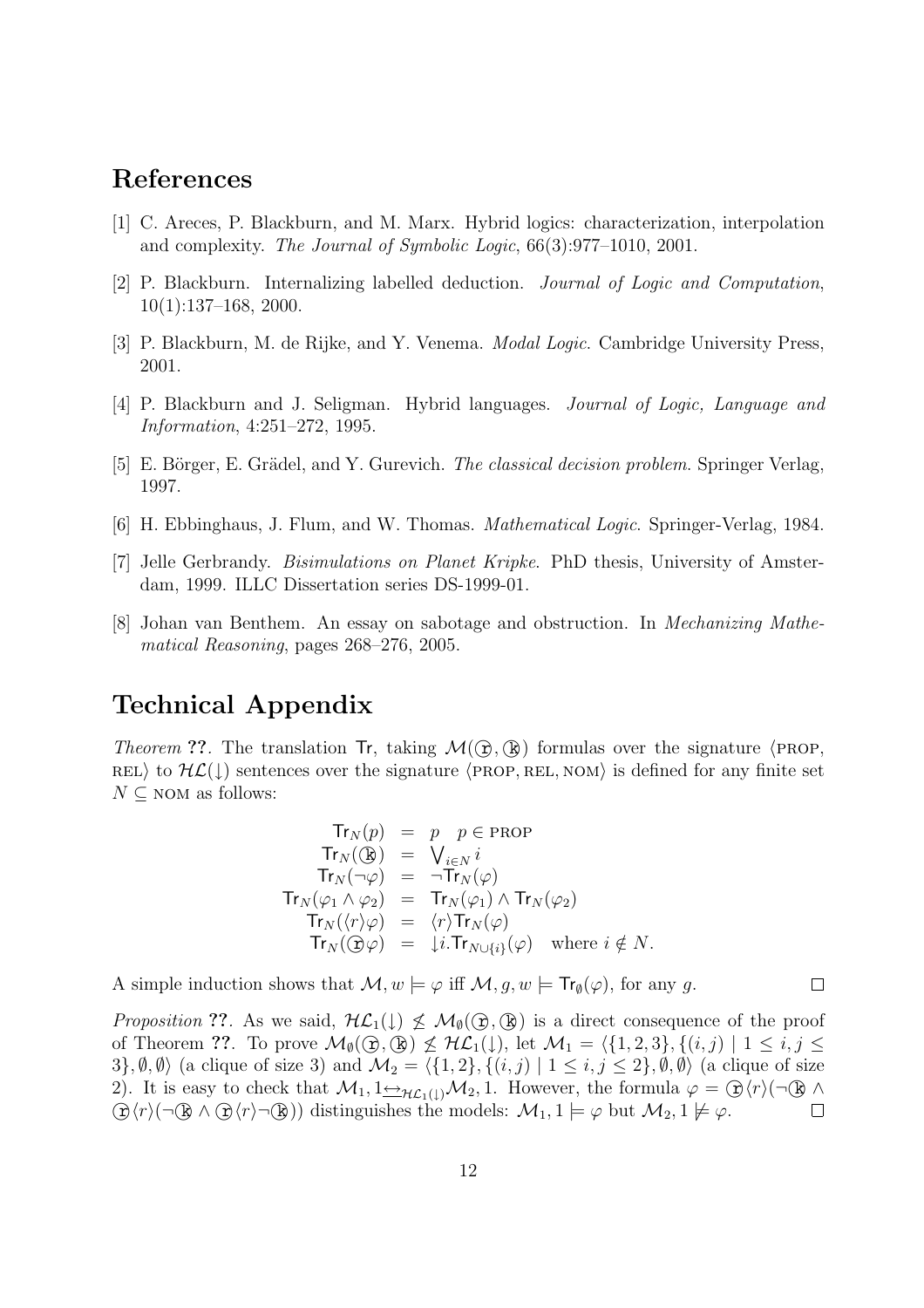## References

[1] C. Areces, P. Blackburn, and M. Marx. Hybrid logics: characterization, interpolation and complexity. *The Journal of Symbolic Logic*, 66(3):977–1010, 2001.

[2] P. Blackburn. Internalizing labelled deduction. *Journal of Logic and Computation*, 10(1):137–168, 2000.

[3] P. Blackburn, M. de Rijke, and Y. Venema. *Modal Logic*. Cambridge University Press, 2001.

[4] P. Blackburn and J. Seligman. Hybrid languages. *Journal of Logic, Language and Information*, 4:251–272, 1995.

[5] E. Börger, E. Grädel, and Y. Gurevich. *The classical decision problem*. Springer Verlag, 1997.

[6] H. Ebbinghaus, J. Flum, and W. Thomas. *Mathematical Logic*. Springer-Verlag, 1984.

[7] Jelle Gerbrandy. *Bisimulations on Planet Kripke*. PhD thesis, University of Amsterdam, 1999. ILLC Dissertation series DS-1999-01.

[8] Johan van Benthem. An essay on sabotage and obstruction. In *Mechanizing Mathematical Reasoning*, pages 268–276, 2005.

## Technical Appendix

*Theorem* **??**. The translation $\mathsf{Tr}$, taking $\mathcal{M}(\textcircled{r}, \textcircled{k})$ formulas over the signature $\langle \text{PROP}, \text{REL}\rangle$ to $\mathcal{HL}(\downarrow)$ sentences over the signature $\langle \text{PROP}, \text{REL}, \text{NOM}\rangle$ is defined for any finite set $N \subseteq \text{NOM}$ as follows:

$$
\begin{array}{rcl}
\mathsf{Tr}_N(p) & = & p \quad p \in \text{PROP} \\
\mathsf{Tr}_N(\textcircled{k}) & = & \bigvee_{i \in N} i \\
\mathsf{Tr}_N(\neg\varphi) & = & \neg \mathsf{Tr}_N(\varphi) \\
\mathsf{Tr}_N(\varphi_1 \wedge \varphi_2) & = & \mathsf{Tr}_N(\varphi_1) \wedge \mathsf{Tr}_N(\varphi_2) \\
\mathsf{Tr}_N(\langle r\rangle\varphi) & = & \langle r\rangle \mathsf{Tr}_N(\varphi) \\
\mathsf{Tr}_N(\textcircled{r}\varphi) & = & \downarrow i.\mathsf{Tr}_{N\cup\{i\}}(\varphi) \quad \text{where } i \notin N.
\end{array}
$$

A simple induction shows that $\mathcal{M}, w \models \varphi$ iff $\mathcal{M}, g, w \models \mathsf{Tr}_\emptyset(\varphi)$, for any $g$. $\square$

*Proposition* **??**. As we said, $\mathcal{HL}_1(\downarrow) \not\leq \mathcal{M}_\emptyset(\textcircled{r}, \textcircled{k})$ is a direct consequence of the proof of Theorem **??**. To prove $\mathcal{M}_\emptyset(\textcircled{r}, \textcircled{k}) \not\leq \mathcal{HL}_1(\downarrow)$, let $\mathcal{M}_1 = \langle \{1,2,3\}, \{(i,j) \mid 1 \leq i,j \leq 3\}, \emptyset, \emptyset\rangle$ (a clique of size 3) and $\mathcal{M}_2 = \langle \{1,2\}, \{(i,j) \mid 1 \leq i,j \leq 2\}, \emptyset, \emptyset\rangle$ (a clique of size 2). It is easy to check that $\mathcal{M}_1, 1 \underline{\leftrightarrow}_{\mathcal{HL}_1(\downarrow)} \mathcal{M}_2, 1$. However, the formula $\varphi = \textcircled{r}\langle r\rangle(\neg\textcircled{k} \wedge \textcircled{r}\langle r\rangle(\neg\textcircled{k} \wedge \textcircled{r}\langle r\rangle\neg\textcircled{k}))$ distinguishes the models: $\mathcal{M}_1, 1 \models \varphi$ but $\mathcal{M}_2, 1 \not\models \varphi$. $\square$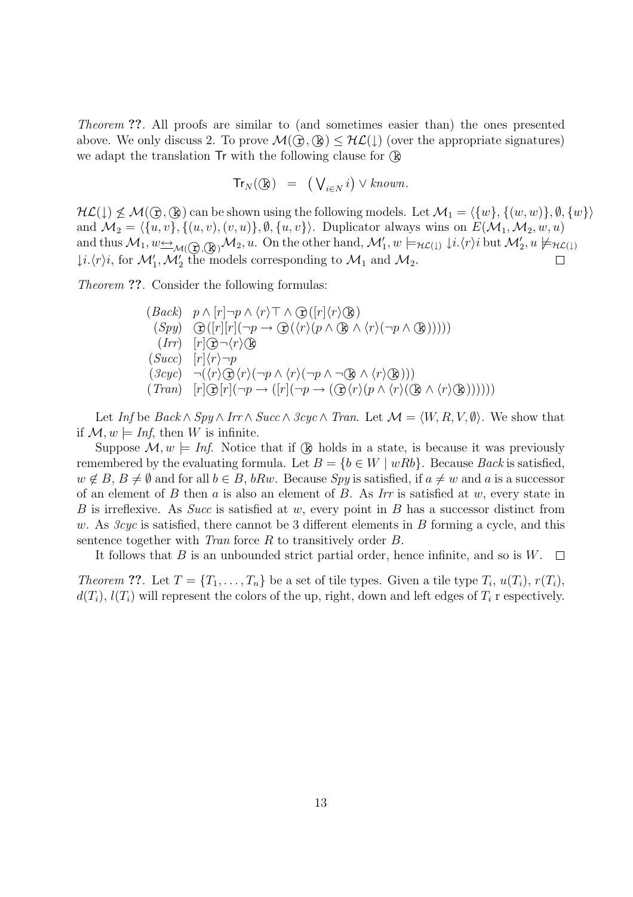*Theorem* **??**. All proofs are similar to (and sometimes easier than) the ones presented above. We only discuss 2. To prove $\mathcal{M}(ⓡ, ⓚ) \leq \mathcal{HL}(\downarrow)$ (over the appropriate signatures) we adapt the translation $\mathsf{Tr}$ with the following clause for ⓚ

$$\mathsf{Tr}_N(ⓚ) \;\; = \;\; \big(\bigvee_{i \in N} i\big) \vee \mathit{known}.$$

$\mathcal{HL}(\downarrow) \not\leq \mathcal{M}(ⓡ, ⓚ)$ can be shown using the following models. Let $\mathcal{M}_1 = \langle \{w\}, \{(w, w)\}, \emptyset, \{w\}\rangle$ and $\mathcal{M}_2 = \langle \{u, v\}, \{(u, v), (v, u)\}, \emptyset, \{u, v\}\rangle$. Duplicator always wins on $E(\mathcal{M}_1, \mathcal{M}_2, w, u)$ and thus $\mathcal{M}_1, w \underline{\leftrightarrow}_{\mathcal{M}(ⓡ,ⓚ)} \mathcal{M}_2, u$. On the other hand, $\mathcal{M}'_1, w \models_{\mathcal{HL}(\downarrow)} \downarrow i.\langle r\rangle i$ but $\mathcal{M}'_2, u \not\models_{\mathcal{HL}(\downarrow)} \downarrow i.\langle r\rangle i$, for $\mathcal{M}'_1, \mathcal{M}'_2$ the models corresponding to $\mathcal{M}_1$ and $\mathcal{M}_2$. □

*Theorem* **??**. Consider the following formulas:

$$\begin{array}{rl}
(\mathit{Back}) & p \wedge [r]\neg p \wedge \langle r\rangle\top \wedge ⓡ([r]\langle r\rangle ⓚ) \\
(\mathit{Spy}) & ⓡ([r][r](\neg p \to ⓡ(\langle r\rangle(p \wedge ⓚ \wedge \langle r\rangle(\neg p \wedge ⓚ))))) \\
(\mathit{Irr}) & [r]ⓡ\neg\langle r\rangle ⓚ \\
(\mathit{Succ}) & [r]\langle r\rangle\neg p \\
(\mathit{3cyc}) & \neg(\langle r\rangle ⓡ\langle r\rangle(\neg p \wedge \langle r\rangle(\neg p \wedge \neg ⓚ \wedge \langle r\rangle ⓚ))) \\
(\mathit{Tran}) & [r]ⓡ[r](\neg p \to ([r](\neg p \to (ⓡ\langle r\rangle(p \wedge \langle r\rangle(ⓚ \wedge \langle r\rangle ⓚ))))))
\end{array}$$

Let *Inf* be $\mathit{Back} \wedge \mathit{Spy} \wedge \mathit{Irr} \wedge \mathit{Succ} \wedge \mathit{3cyc} \wedge \mathit{Tran}$. Let $\mathcal{M} = \langle W, R, V, \emptyset\rangle$. We show that if $\mathcal{M}, w \models \mathit{Inf}$, then $W$ is infinite.

Suppose $\mathcal{M}, w \models \mathit{Inf}$. Notice that if ⓚ holds in a state, is because it was previously remembered by the evaluating formula. Let $B = \{b \in W \mid wRb\}$. Because *Back* is satisfied, $w \notin B$, $B \neq \emptyset$ and for all $b \in B$, $bRw$. Because *Spy* is satisfied, if $a \neq w$ and $a$ is a successor of an element of $B$ then $a$ is also an element of $B$. As *Irr* is satisfied at $w$, every state in $B$ is irreflexive. As *Succ* is satisfied at $w$, every point in $B$ has a successor distinct from $w$. As *3cyc* is satisfied, there cannot be 3 different elements in $B$ forming a cycle, and this sentence together with *Tran* force $R$ to transitively order $B$.

It follows that $B$ is an unbounded strict partial order, hence infinite, and so is $W$. □

*Theorem* **??**. Let $T = \{T_1, \ldots, T_n\}$ be a set of tile types. Given a tile type $T_i$, $u(T_i)$, $r(T_i)$, $d(T_i)$, $l(T_i)$ will represent the colors of the up, right, down and left edges of $T_i$ r espectively.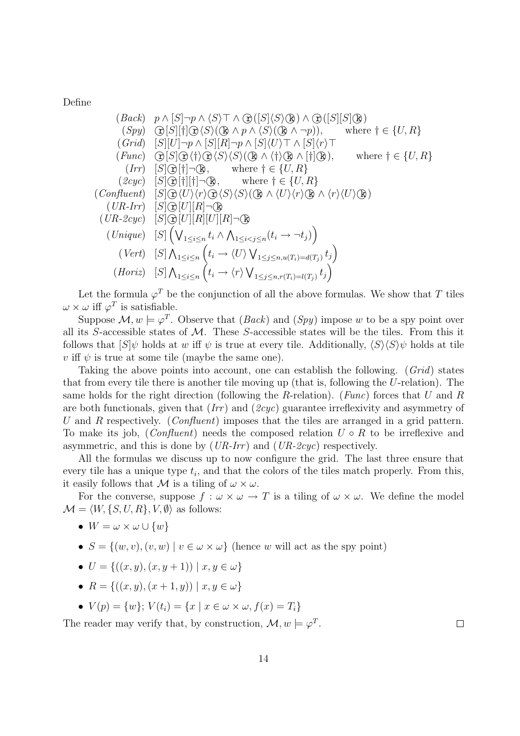Define

$$
\begin{array}{rl}
(\mathit{Back}) & p \wedge [S]\neg p \wedge \langle S\rangle\top \wedge \textcircled{r}([S]\langle S\rangle\textcircled{k}) \wedge \textcircled{r}([S][S]\textcircled{k}) \\
(\mathit{Spy}) & \textcircled{r}[S][\dagger]\textcircled{r}\langle S\rangle(\textcircled{k} \wedge p \wedge \langle S\rangle(\textcircled{k} \wedge \neg p)), \qquad \text{where } \dagger \in \{U, R\} \\
(\mathit{Grid}) & [S][U]\neg p \wedge [S][R]\neg p \wedge [S]\langle U\rangle\top \wedge [S]\langle r\rangle\top \\
(\mathit{Func}) & \textcircled{r}[S]\textcircled{r}\langle\dagger\rangle\textcircled{r}\langle S\rangle\langle S\rangle(\textcircled{k} \wedge \langle\dagger\rangle\textcircled{k} \wedge [\dagger]\textcircled{k}), \qquad \text{where } \dagger \in \{U, R\} \\
(\mathit{Irr}) & [S]\textcircled{r}[\dagger]\neg\textcircled{k}, \qquad \text{where } \dagger \in \{U, R\} \\
(\mathit{2cyc}) & [S]\textcircled{r}[\dagger][\dagger]\neg\textcircled{k}, \qquad \text{where } \dagger \in \{U, R\} \\
(\mathit{Confluent}) & [S]\textcircled{r}\langle U\rangle\langle r\rangle\textcircled{r}\langle S\rangle\langle S\rangle(\textcircled{k} \wedge \langle U\rangle\langle r\rangle\textcircled{k} \wedge \langle r\rangle\langle U\rangle\textcircled{k}) \\
(\mathit{UR\text{-}Irr}) & [S]\textcircled{r}[U][R]\neg\textcircled{k} \\
(\mathit{UR\text{-}2cyc}) & [S]\textcircled{r}[U][R][U][R]\neg\textcircled{k} \\
(\mathit{Unique}) & [S]\left(\bigvee_{1\leq i\leq n} t_i \wedge \bigwedge_{1\leq i<j\leq n}(t_i \to \neg t_j)\right) \\
(\mathit{Vert}) & [S]\bigwedge_{1\leq i\leq n}\left(t_i \to \langle U\rangle \bigvee_{1\leq j\leq n, u(T_i)=d(T_j)} t_j\right) \\
(\mathit{Horiz}) & [S]\bigwedge_{1\leq i\leq n}\left(t_i \to \langle r\rangle \bigvee_{1\leq j\leq n, r(T_i)=l(T_j)} t_j\right)
\end{array}
$$

Let the formula $\varphi^T$ be the conjunction of all the above formulas. We show that $T$ tiles $\omega \times \omega$ iff $\varphi^T$ is satisfiable.

Suppose $\mathcal{M}, w \models \varphi^T$. Observe that (*Back*) and (*Spy*) impose $w$ to be a spy point over all its $S$-accessible states of $\mathcal{M}$. These $S$-accessible states will be the tiles. From this it follows that $[S]\psi$ holds at $w$ iff $\psi$ is true at every tile. Additionally, $\langle S\rangle\langle S\rangle\psi$ holds at tile $v$ iff $\psi$ is true at some tile (maybe the same one).

Taking the above points into account, one can establish the following. (*Grid*) states that from every tile there is another tile moving up (that is, following the $U$-relation). The same holds for the right direction (following the $R$-relation). (*Func*) forces that $U$ and $R$ are both functionals, given that (*Irr*) and (*2cyc*) guarantee irreflexivity and asymmetry of $U$ and $R$ respectively. (*Confluent*) imposes that the tiles are arranged in a grid pattern. To make its job, (*Confluent*) needs the composed relation $U \circ R$ to be irreflexive and asymmetric, and this is done by (*UR-Irr*) and (*UR-2cyc*) respectively.

All the formulas we discuss up to now configure the grid. The last three ensure that every tile has a unique type $t_i$, and that the colors of the tiles match properly. From this, it easily follows that $\mathcal{M}$ is a tiling of $\omega \times \omega$.

For the converse, suppose $f : \omega \times \omega \to T$ is a tiling of $\omega \times \omega$. We define the model $\mathcal{M} = \langle W, \{S, U, R\}, V, \emptyset\rangle$ as follows:

- $W = \omega \times \omega \cup \{w\}$
- $S = \{(w, v), (v, w) \mid v \in \omega \times \omega\}$ (hence $w$ will act as the spy point)
- $U = \{((x, y), (x, y + 1)) \mid x, y \in \omega\}$
- $R = \{((x, y), (x + 1, y)) \mid x, y \in \omega\}$
- $V(p) = \{w\}$; $V(t_i) = \{x \mid x \in \omega \times \omega, f(x) = T_i\}$

The reader may verify that, by construction, $\mathcal{M}, w \models \varphi^T$. $\square$